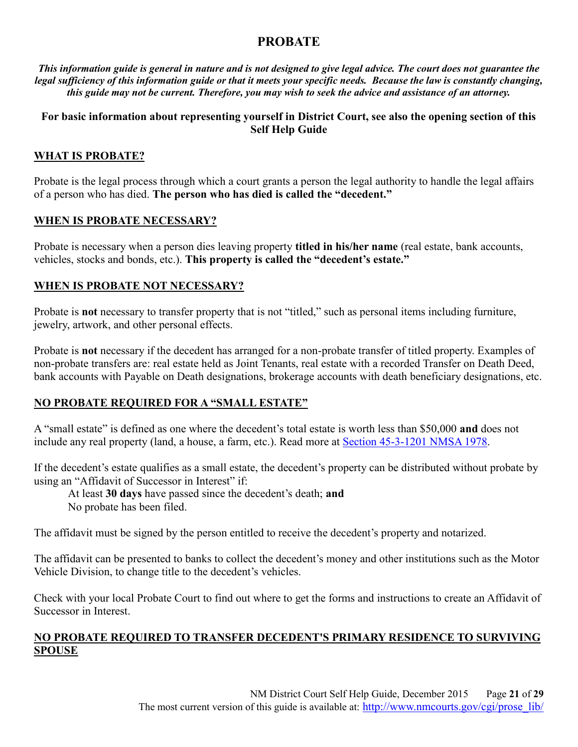# PROBATE

***This information guide is general in nature and is not designed to give legal advice. The court does not guarantee the legal sufficiency of this information guide or that it meets your specific needs. Because the law is constantly changing, this guide may not be current. Therefore, you may wish to seek the advice and assistance of an attorney.***

**For basic information about representing yourself in District Court, see also the opening section of this Self Help Guide**

## WHAT IS PROBATE?

Probate is the legal process through which a court grants a person the legal authority to handle the legal affairs of a person who has died. **The person who has died is called the "decedent."**

## WHEN IS PROBATE NECESSARY?

Probate is necessary when a person dies leaving property **titled in his/her name** (real estate, bank accounts, vehicles, stocks and bonds, etc.). **This property is called the "decedent's estate."**

## WHEN IS PROBATE NOT NECESSARY?

Probate is **not** necessary to transfer property that is not "titled," such as personal items including furniture, jewelry, artwork, and other personal effects.

Probate is **not** necessary if the decedent has arranged for a non-probate transfer of titled property. Examples of non-probate transfers are: real estate held as Joint Tenants, real estate with a recorded Transfer on Death Deed, bank accounts with Payable on Death designations, brokerage accounts with death beneficiary designations, etc.

## NO PROBATE REQUIRED FOR A "SMALL ESTATE"

A "small estate" is defined as one where the decedent's total estate is worth less than $50,000 **and** does not include any real property (land, a house, a farm, etc.). Read more at [Section 45-3-1201 NMSA 1978](Section 45-3-1201 NMSA 1978).

If the decedent's estate qualifies as a small estate, the decedent's property can be distributed without probate by using an "Affidavit of Successor in Interest" if:

At least **30 days** have passed since the decedent's death; **and**
No probate has been filed.

The affidavit must be signed by the person entitled to receive the decedent's property and notarized.

The affidavit can be presented to banks to collect the decedent's money and other institutions such as the Motor Vehicle Division, to change title to the decedent's vehicles.

Check with your local Probate Court to find out where to get the forms and instructions to create an Affidavit of Successor in Interest.

## NO PROBATE REQUIRED TO TRANSFER DECEDENT'S PRIMARY RESIDENCE TO SURVIVING SPOUSE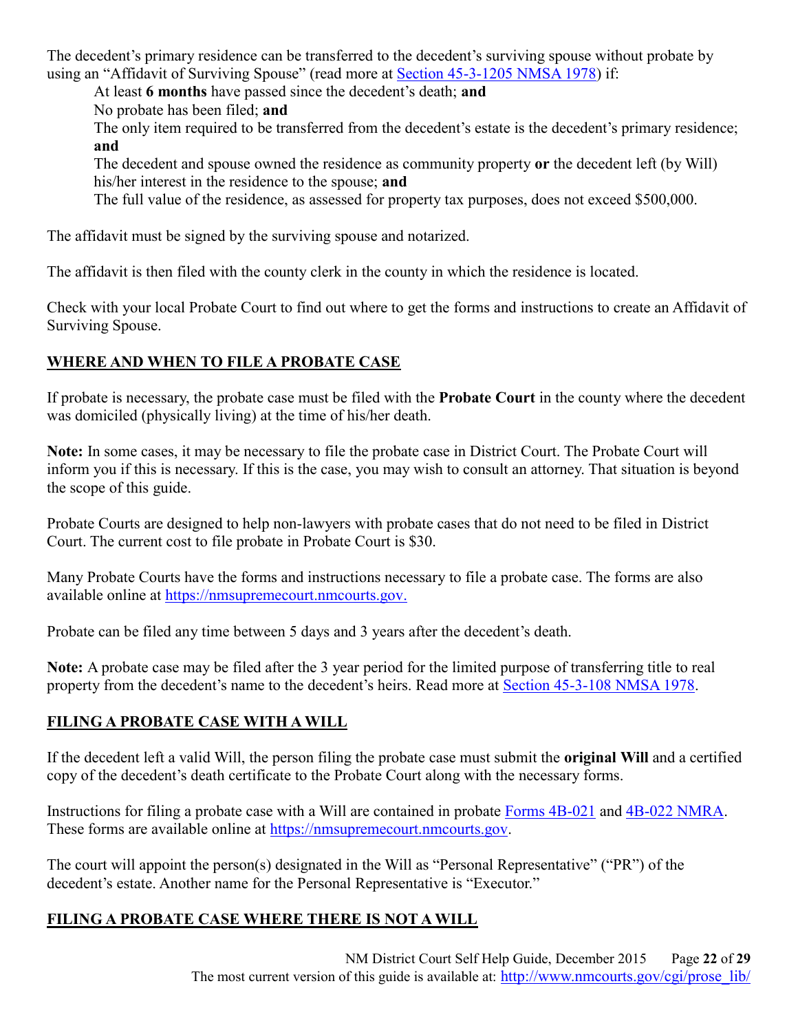The decedent's primary residence can be transferred to the decedent's surviving spouse without probate by using an "Affidavit of Surviving Spouse" (read more at [Section 45-3-1205 NMSA 1978]) if:

- At least **6 months** have passed since the decedent's death; **and**
- No probate has been filed; **and**
- The only item required to be transferred from the decedent's estate is the decedent's primary residence; **and**
- The decedent and spouse owned the residence as community property **or** the decedent left (by Will) his/her interest in the residence to the spouse; **and**
- The full value of the residence, as assessed for property tax purposes, does not exceed $500,000.

The affidavit must be signed by the surviving spouse and notarized.

The affidavit is then filed with the county clerk in the county in which the residence is located.

Check with your local Probate Court to find out where to get the forms and instructions to create an Affidavit of Surviving Spouse.

## WHERE AND WHEN TO FILE A PROBATE CASE

If probate is necessary, the probate case must be filed with the **Probate Court** in the county where the decedent was domiciled (physically living) at the time of his/her death.

**Note:** In some cases, it may be necessary to file the probate case in District Court. The Probate Court will inform you if this is necessary. If this is the case, you may wish to consult an attorney. That situation is beyond the scope of this guide.

Probate Courts are designed to help non-lawyers with probate cases that do not need to be filed in District Court. The current cost to file probate in Probate Court is $30.

Many Probate Courts have the forms and instructions necessary to file a probate case. The forms are also available online at https://nmsupremecourt.nmcourts.gov.

Probate can be filed any time between 5 days and 3 years after the decedent's death.

**Note:** A probate case may be filed after the 3 year period for the limited purpose of transferring title to real property from the decedent's name to the decedent's heirs. Read more at [Section 45-3-108 NMSA 1978].

## FILING A PROBATE CASE WITH A WILL

If the decedent left a valid Will, the person filing the probate case must submit the **original Will** and a certified copy of the decedent's death certificate to the Probate Court along with the necessary forms.

Instructions for filing a probate case with a Will are contained in probate [Forms 4B-021] and [4B-022 NMRA]. These forms are available online at https://nmsupremecourt.nmcourts.gov.

The court will appoint the person(s) designated in the Will as "Personal Representative" ("PR") of the decedent's estate. Another name for the Personal Representative is "Executor."

## FILING A PROBATE CASE WHERE THERE IS NOT A WILL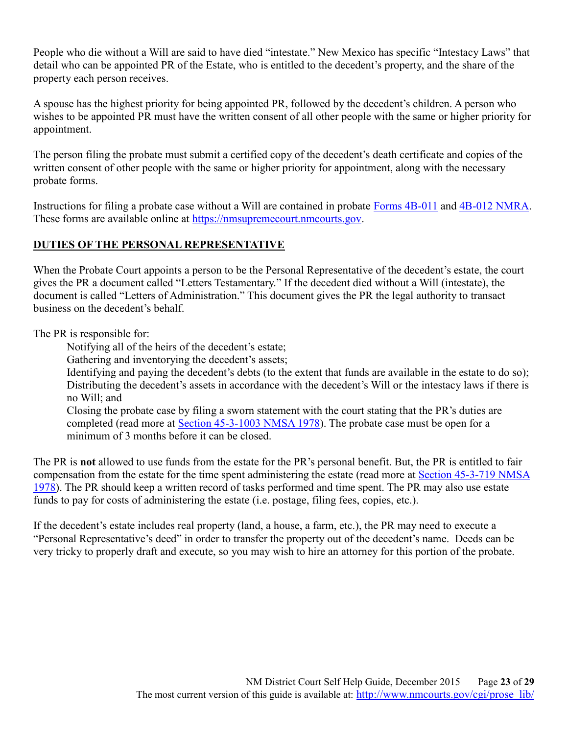People who die without a Will are said to have died "intestate." New Mexico has specific "Intestacy Laws" that detail who can be appointed PR of the Estate, who is entitled to the decedent's property, and the share of the property each person receives.

A spouse has the highest priority for being appointed PR, followed by the decedent's children. A person who wishes to be appointed PR must have the written consent of all other people with the same or higher priority for appointment.

The person filing the probate must submit a certified copy of the decedent's death certificate and copies of the written consent of other people with the same or higher priority for appointment, along with the necessary probate forms.

Instructions for filing a probate case without a Will are contained in probate Forms 4B-011 and 4B-012 NMRA. These forms are available online at https://nmsupremecourt.nmcourts.gov.

## DUTIES OF THE PERSONAL REPRESENTATIVE

When the Probate Court appoints a person to be the Personal Representative of the decedent's estate, the court gives the PR a document called "Letters Testamentary." If the decedent died without a Will (intestate), the document is called "Letters of Administration." This document gives the PR the legal authority to transact business on the decedent's behalf.

The PR is responsible for:

- Notifying all of the heirs of the decedent's estate;
- Gathering and inventorying the decedent's assets;
- Identifying and paying the decedent's debts (to the extent that funds are available in the estate to do so);
- Distributing the decedent's assets in accordance with the decedent's Will or the intestacy laws if there is no Will; and
- Closing the probate case by filing a sworn statement with the court stating that the PR's duties are completed (read more at Section 45-3-1003 NMSA 1978). The probate case must be open for a minimum of 3 months before it can be closed.

The PR is **not** allowed to use funds from the estate for the PR's personal benefit. But, the PR is entitled to fair compensation from the estate for the time spent administering the estate (read more at Section 45-3-719 NMSA 1978). The PR should keep a written record of tasks performed and time spent. The PR may also use estate funds to pay for costs of administering the estate (i.e. postage, filing fees, copies, etc.).

If the decedent's estate includes real property (land, a house, a farm, etc.), the PR may need to execute a "Personal Representative's deed" in order to transfer the property out of the decedent's name. Deeds can be very tricky to properly draft and execute, so you may wish to hire an attorney for this portion of the probate.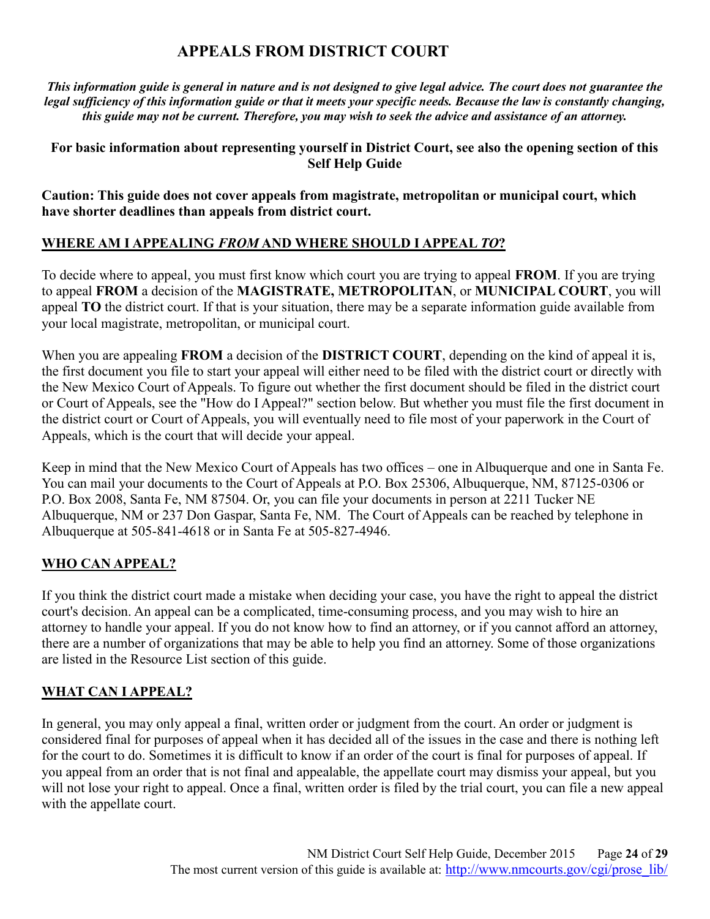# APPEALS FROM DISTRICT COURT

***This information guide is general in nature and is not designed to give legal advice. The court does not guarantee the legal sufficiency of this information guide or that it meets your specific needs. Because the law is constantly changing, this guide may not be current. Therefore, you may wish to seek the advice and assistance of an attorney.***

**For basic information about representing yourself in District Court, see also the opening section of this Self Help Guide**

**Caution: This guide does not cover appeals from magistrate, metropolitan or municipal court, which have shorter deadlines than appeals from district court.**

## WHERE AM I APPEALING *FROM* AND WHERE SHOULD I APPEAL *TO*?

To decide where to appeal, you must first know which court you are trying to appeal **FROM**. If you are trying to appeal **FROM** a decision of the **MAGISTRATE, METROPOLITAN**, or **MUNICIPAL COURT**, you will appeal **TO** the district court. If that is your situation, there may be a separate information guide available from your local magistrate, metropolitan, or municipal court.

When you are appealing **FROM** a decision of the **DISTRICT COURT**, depending on the kind of appeal it is, the first document you file to start your appeal will either need to be filed with the district court or directly with the New Mexico Court of Appeals. To figure out whether the first document should be filed in the district court or Court of Appeals, see the "How do I Appeal?" section below. But whether you must file the first document in the district court or Court of Appeals, you will eventually need to file most of your paperwork in the Court of Appeals, which is the court that will decide your appeal.

Keep in mind that the New Mexico Court of Appeals has two offices – one in Albuquerque and one in Santa Fe. You can mail your documents to the Court of Appeals at P.O. Box 25306, Albuquerque, NM, 87125-0306 or P.O. Box 2008, Santa Fe, NM 87504. Or, you can file your documents in person at 2211 Tucker NE Albuquerque, NM or 237 Don Gaspar, Santa Fe, NM. The Court of Appeals can be reached by telephone in Albuquerque at 505-841-4618 or in Santa Fe at 505-827-4946.

## WHO CAN APPEAL?

If you think the district court made a mistake when deciding your case, you have the right to appeal the district court's decision. An appeal can be a complicated, time-consuming process, and you may wish to hire an attorney to handle your appeal. If you do not know how to find an attorney, or if you cannot afford an attorney, there are a number of organizations that may be able to help you find an attorney. Some of those organizations are listed in the Resource List section of this guide.

## WHAT CAN I APPEAL?

In general, you may only appeal a final, written order or judgment from the court. An order or judgment is considered final for purposes of appeal when it has decided all of the issues in the case and there is nothing left for the court to do. Sometimes it is difficult to know if an order of the court is final for purposes of appeal. If you appeal from an order that is not final and appealable, the appellate court may dismiss your appeal, but you will not lose your right to appeal. Once a final, written order is filed by the trial court, you can file a new appeal with the appellate court.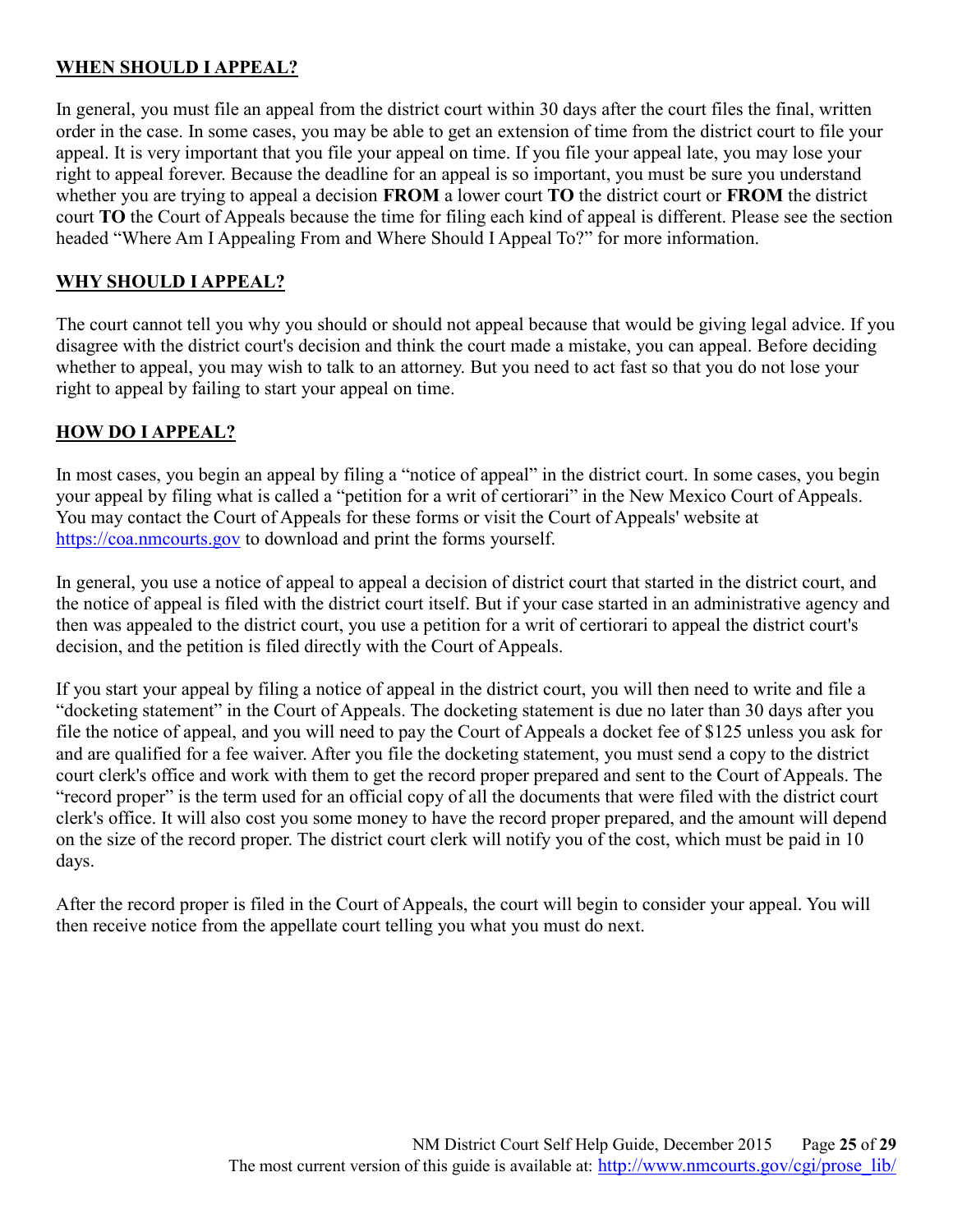## WHEN SHOULD I APPEAL?

In general, you must file an appeal from the district court within 30 days after the court files the final, written order in the case. In some cases, you may be able to get an extension of time from the district court to file your appeal. It is very important that you file your appeal on time. If you file your appeal late, you may lose your right to appeal forever. Because the deadline for an appeal is so important, you must be sure you understand whether you are trying to appeal a decision **FROM** a lower court **TO** the district court or **FROM** the district court **TO** the Court of Appeals because the time for filing each kind of appeal is different. Please see the section headed "Where Am I Appealing From and Where Should I Appeal To?" for more information.

## WHY SHOULD I APPEAL?

The court cannot tell you why you should or should not appeal because that would be giving legal advice. If you disagree with the district court's decision and think the court made a mistake, you can appeal. Before deciding whether to appeal, you may wish to talk to an attorney. But you need to act fast so that you do not lose your right to appeal by failing to start your appeal on time.

## HOW DO I APPEAL?

In most cases, you begin an appeal by filing a "notice of appeal" in the district court. In some cases, you begin your appeal by filing what is called a "petition for a writ of certiorari" in the New Mexico Court of Appeals. You may contact the Court of Appeals for these forms or visit the Court of Appeals' website at https://coa.nmcourts.gov to download and print the forms yourself.

In general, you use a notice of appeal to appeal a decision of district court that started in the district court, and the notice of appeal is filed with the district court itself. But if your case started in an administrative agency and then was appealed to the district court, you use a petition for a writ of certiorari to appeal the district court's decision, and the petition is filed directly with the Court of Appeals.

If you start your appeal by filing a notice of appeal in the district court, you will then need to write and file a "docketing statement" in the Court of Appeals. The docketing statement is due no later than 30 days after you file the notice of appeal, and you will need to pay the Court of Appeals a docket fee of $125 unless you ask for and are qualified for a fee waiver. After you file the docketing statement, you must send a copy to the district court clerk's office and work with them to get the record proper prepared and sent to the Court of Appeals. The "record proper" is the term used for an official copy of all the documents that were filed with the district court clerk's office. It will also cost you some money to have the record proper prepared, and the amount will depend on the size of the record proper. The district court clerk will notify you of the cost, which must be paid in 10 days.

After the record proper is filed in the Court of Appeals, the court will begin to consider your appeal. You will then receive notice from the appellate court telling you what you must do next.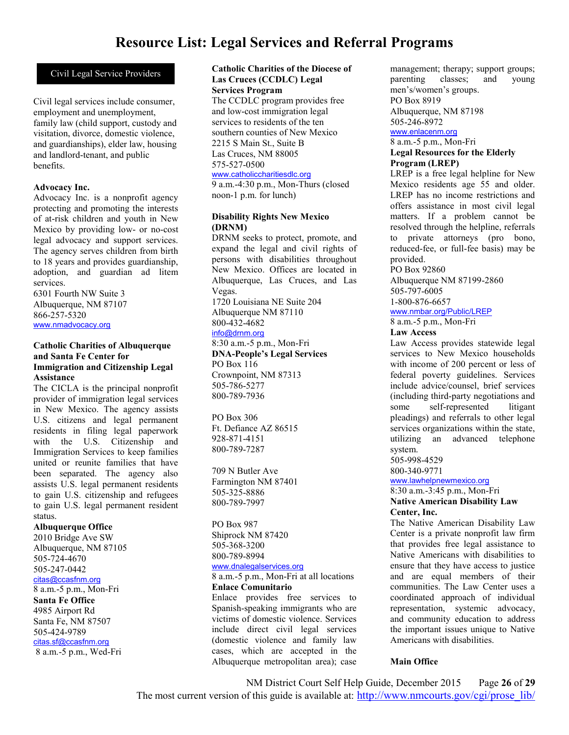# Resource List: Legal Services and Referral Programs

## Civil Legal Service Providers

Civil legal services include consumer, employment and unemployment, family law (child support, custody and visitation, divorce, domestic violence, and guardianships), elder law, housing and landlord-tenant, and public benefits.

**Advocacy Inc.**
Advocacy Inc. is a nonprofit agency protecting and promoting the interests of at-risk children and youth in New Mexico by providing low- or no-cost legal advocacy and support services. The agency serves children from birth to 18 years and provides guardianship, adoption, and guardian ad litem services.
6301 Fourth NW Suite 3
Albuquerque, NM 87107
866-257-5320
www.nmadvocacy.org

**Catholic Charities of Albuquerque and Santa Fe Center for Immigration and Citizenship Legal Assistance**
The CICLA is the principal nonprofit provider of immigration legal services in New Mexico. The agency assists U.S. citizens and legal permanent residents in filing legal paperwork with the U.S. Citizenship and Immigration Services to keep families united or reunite families that have been separated. The agency also assists U.S. legal permanent residents to gain U.S. citizenship and refugees to gain U.S. legal permanent resident status.

**Albuquerque Office**
2010 Bridge Ave SW
Albuquerque, NM 87105
505-724-4670
505-247-0442
citas@ccasfnm.org
8 a.m.-5 p.m., Mon-Fri

**Santa Fe Office**
4985 Airport Rd
Santa Fe, NM 87507
505-424-9789
citas.sf@ccasfnm.org
8 a.m.-5 p.m., Wed-Fri

**Catholic Charities of the Diocese of Las Cruces (CCDLC) Legal Services Program**
The CCDLC program provides free and low-cost immigration legal services to residents of the ten southern counties of New Mexico
2215 S Main St., Suite B
Las Cruces, NM 88005
575-527-0500
www.catholiccharitiesdlc.org
9 a.m.-4:30 p.m., Mon-Thurs (closed noon-1 p.m. for lunch)

**Disability Rights New Mexico (DRNM)**
DRNM seeks to protect, promote, and expand the legal and civil rights of persons with disabilities throughout New Mexico. Offices are located in Albuquerque, Las Cruces, and Las Vegas.
1720 Louisiana NE Suite 204
Albuquerque NM 87110
800-432-4682
info@drnm.org
8:30 a.m.-5 p.m., Mon-Fri

**DNA-People's Legal Services**
PO Box 116
Crownpoint, NM 87313
505-786-5277
800-789-7936

PO Box 306
Ft. Defiance AZ 86515
928-871-4151
800-789-7287

709 N Butler Ave
Farmington NM 87401
505-325-8886
800-789-7997

PO Box 987
Shiprock NM 87420
505-368-3200
800-789-8994
www.dnalegalservices.org
8 a.m.-5 p.m., Mon-Fri at all locations

**Enlace Comunitario**
Enlace provides free services to Spanish-speaking immigrants who are victims of domestic violence. Services include direct civil legal services (domestic violence and family law cases, which are accepted in the Albuquerque metropolitan area); case management; therapy; support groups; parenting classes; and young men's/women's groups.
PO Box 8919
Albuquerque, NM 87198
505-246-8972
www.enlacenm.org
8 a.m.-5 p.m., Mon-Fri

**Legal Resources for the Elderly Program (LREP)**
LREP is a free legal helpline for New Mexico residents age 55 and older. LREP has no income restrictions and offers assistance in most civil legal matters. If a problem cannot be resolved through the helpline, referrals to private attorneys (pro bono, reduced-fee, or full-fee basis) may be provided.
PO Box 92860
Albuquerque NM 87199-2860
505-797-6005
1-800-876-6657
www.nmbar.org/Public/LREP
8 a.m.-5 p.m., Mon-Fri

**Law Access**
Law Access provides statewide legal services to New Mexico households with income of 200 percent or less of federal poverty guidelines. Services include advice/counsel, brief services (including third-party negotiations and some self-represented litigant pleadings) and referrals to other legal services organizations within the state, utilizing an advanced telephone system.
505-998-4529
800-340-9771
www.lawhelpnewmexico.org
8:30 a.m.-3:45 p.m., Mon-Fri

**Native American Disability Law Center, Inc.**
The Native American Disability Law Center is a private nonprofit law firm that provides free legal assistance to Native Americans with disabilities to ensure that they have access to justice and are equal members of their communities. The Law Center uses a coordinated approach of individual representation, systemic advocacy, and community education to address the important issues unique to Native Americans with disabilities.

**Main Office**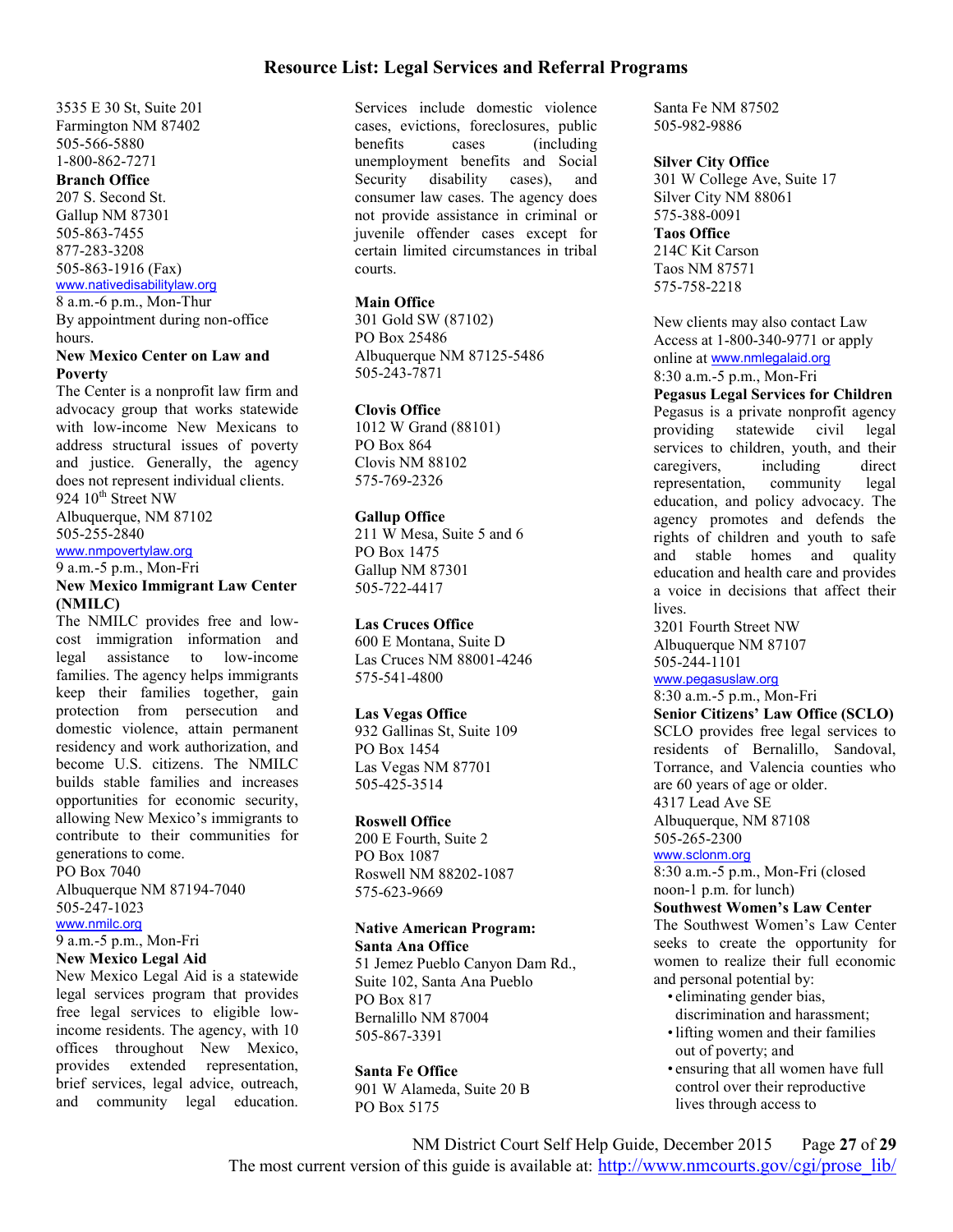# Resource List: Legal Services and Referral Programs

3535 E 30 St, Suite 201
Farmington NM 87402
505-566-5880
1-800-862-7271

**Branch Office**
207 S. Second St.
Gallup NM 87301
505-863-7455
877-283-3208
505-863-1916 (Fax)
www.nativedisabilitylaw.org
8 a.m.-6 p.m., Mon-Thur
By appointment during non-office hours.

**New Mexico Center on Law and Poverty**
The Center is a nonprofit law firm and advocacy group that works statewide with low-income New Mexicans to address structural issues of poverty and justice. Generally, the agency does not represent individual clients.
924 10th Street NW
Albuquerque, NM 87102
505-255-2840
www.nmpovertylaw.org
9 a.m.-5 p.m., Mon-Fri

**New Mexico Immigrant Law Center (NMILC)**
The NMILC provides free and low-cost immigration information and legal assistance to low-income families. The agency helps immigrants keep their families together, gain protection from persecution and domestic violence, attain permanent residency and work authorization, and become U.S. citizens. The NMILC builds stable families and increases opportunities for economic security, allowing New Mexico's immigrants to contribute to their communities for generations to come.
PO Box 7040
Albuquerque NM 87194-7040
505-247-1023
www.nmilc.org
9 a.m.-5 p.m., Mon-Fri

**New Mexico Legal Aid**
New Mexico Legal Aid is a statewide legal services program that provides free legal services to eligible low-income residents. The agency, with 10 offices throughout New Mexico, provides extended representation, brief services, legal advice, outreach, and community legal education. Services include domestic violence cases, evictions, foreclosures, public benefits cases (including unemployment benefits and Social Security disability cases), and consumer law cases. The agency does not provide assistance in criminal or juvenile offender cases except for certain limited circumstances in tribal courts.

**Main Office**
301 Gold SW (87102)
PO Box 25486
Albuquerque NM 87125-5486
505-243-7871

**Clovis Office**
1012 W Grand (88101)
PO Box 864
Clovis NM 88102
575-769-2326

**Gallup Office**
211 W Mesa, Suite 5 and 6
PO Box 1475
Gallup NM 87301
505-722-4417

**Las Cruces Office**
600 E Montana, Suite D
Las Cruces NM 88001-4246
575-541-4800

**Las Vegas Office**
932 Gallinas St, Suite 109
PO Box 1454
Las Vegas NM 87701
505-425-3514

**Roswell Office**
200 E Fourth, Suite 2
PO Box 1087
Roswell NM 88202-1087
575-623-9669

**Native American Program: Santa Ana Office**
51 Jemez Pueblo Canyon Dam Rd., Suite 102, Santa Ana Pueblo
PO Box 817
Bernalillo NM 87004
505-867-3391

**Santa Fe Office**
901 W Alameda, Suite 20 B
PO Box 5175
Santa Fe NM 87502
505-982-9886

**Silver City Office**
301 W College Ave, Suite 17
Silver City NM 88061
575-388-0091

**Taos Office**
214C Kit Carson
Taos NM 87571
575-758-2218

New clients may also contact Law Access at 1-800-340-9771 or apply online at www.nmlegalaid.org
8:30 a.m.-5 p.m., Mon-Fri

**Pegasus Legal Services for Children**
Pegasus is a private nonprofit agency providing statewide civil legal services to children, youth, and their caregivers, including direct representation, community legal education, and policy advocacy. The agency promotes and defends the rights of children and youth to safe and stable homes and quality education and health care and provides a voice in decisions that affect their lives.
3201 Fourth Street NW
Albuquerque NM 87107
505-244-1101
www.pegasuslaw.org
8:30 a.m.-5 p.m., Mon-Fri

**Senior Citizens' Law Office (SCLO)**
SCLO provides free legal services to residents of Bernalillo, Sandoval, Torrance, and Valencia counties who are 60 years of age or older.
4317 Lead Ave SE
Albuquerque, NM 87108
505-265-2300
www.sclonm.org
8:30 a.m.-5 p.m., Mon-Fri (closed noon-1 p.m. for lunch)

**Southwest Women's Law Center**
The Southwest Women's Law Center seeks to create the opportunity for women to realize their full economic and personal potential by:

- eliminating gender bias, discrimination and harassment;
- lifting women and their families out of poverty; and
- ensuring that all women have full control over their reproductive lives through access to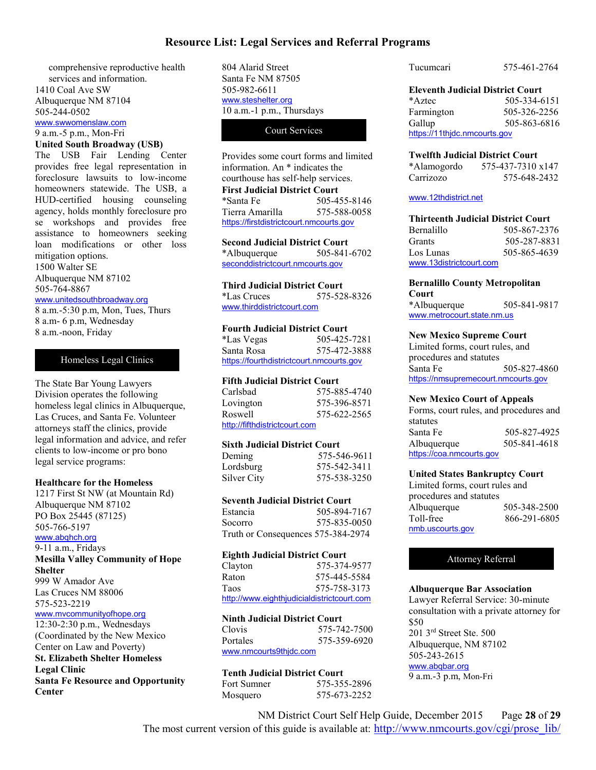# Resource List: Legal Services and Referral Programs

comprehensive reproductive health services and information.
1410 Coal Ave SW
Albuquerque NM 87104
505-244-0502
www.swwomenslaw.com
9 a.m.-5 p.m., Mon-Fri

**United South Broadway (USB)**
The USB Fair Lending Center provides free legal representation in foreclosure lawsuits to low-income homeowners statewide. The USB, a HUD-certified housing counseling agency, holds monthly foreclosure pro se workshops and provides free assistance to homeowners seeking loan modifications or other loss mitigation options.
1500 Walter SE
Albuquerque NM 87102
505-764-8867
www.unitedsouthbroadway.org
8 a.m.-5:30 p.m, Mon, Tues, Thurs
8 a.m- 6 p.m, Wednesday
8 a.m.-noon, Friday

## Homeless Legal Clinics

The State Bar Young Lawyers Division operates the following homeless legal clinics in Albuquerque, Las Cruces, and Santa Fe. Volunteer attorneys staff the clinics, provide legal information and advice, and refer clients to low-income or pro bono legal service programs:

**Healthcare for the Homeless**
1217 First St NW (at Mountain Rd)
Albuquerque NM 87102
PO Box 25445 (87125)
505-766-5197
www.abqhch.org
9-11 a.m., Fridays

**Mesilla Valley Community of Hope Shelter**
999 W Amador Ave
Las Cruces NM 88006
575-523-2219
www.mvcommunityofhope.org
12:30-2:30 p.m., Wednesdays
(Coordinated by the New Mexico Center on Law and Poverty)

**St. Elizabeth Shelter Homeless Legal Clinic**

**Santa Fe Resource and Opportunity Center**
804 Alarid Street
Santa Fe NM 87505
505-982-6611
www.steshelter.org
10 a.m.-1 p.m., Thursdays

## Court Services

Provides some court forms and limited information. An * indicates the courthouse has self-help services.

**First Judicial District Court**
*Santa Fe 505-455-8146
Tierra Amarilla 575-588-0058
https://firstdistrictcourt.nmcourts.gov

**Second Judicial District Court**
*Albuquerque 505-841-6702
seconddistrictcourt.nmcourts.gov

**Third Judicial District Court**
*Las Cruces 575-528-8326
www.thirddistrictcourt.com

**Fourth Judicial District Court**
*Las Vegas 505-425-7281
Santa Rosa 575-472-3888
https://fourthdistrictcourt.nmcourts.gov

**Fifth Judicial District Court**
Carlsbad 575-885-4740
Lovington 575-396-8571
Roswell 575-622-2565
http://fifthdistrictcourt.com

**Sixth Judicial District Court**
Deming 575-546-9611
Lordsburg 575-542-3411
Silver City 575-538-3250

**Seventh Judicial District Court**
Estancia 505-894-7167
Socorro 575-835-0050
Truth or Consequences 575-384-2974

**Eighth Judicial District Court**
Clayton 575-374-9577
Raton 575-445-5584
Taos 575-758-3173
http://www.eighthjudicialdistrictcourt.com

**Ninth Judicial District Court**
Clovis 575-742-7500
Portales 575-359-6920
www.nmcourts9thjdc.com

**Tenth Judicial District Court**
Fort Sumner 575-355-2896
Mosquero 575-673-2252
Tucumcari 575-461-2764

**Eleventh Judicial District Court**
*Aztec 505-334-6151
Farmington 505-326-2256
Gallup 505-863-6816
https://11thjdc.nmcourts.gov

**Twelfth Judicial District Court**
*Alamogordo 575-437-7310 x147
Carrizozo 575-648-2432
www.12thdistrict.net

**Thirteenth Judicial District Court**
Bernalillo 505-867-2376
Grants 505-287-8831
Los Lunas 505-865-4639
www.13districtcourt.com

**Bernalillo County Metropolitan Court**
*Albuquerque 505-841-9817
www.metrocourt.state.nm.us

**New Mexico Supreme Court**
Limited forms, court rules, and procedures and statutes
Santa Fe 505-827-4860
https://nmsupremecourt.nmcourts.gov

**New Mexico Court of Appeals**
Forms, court rules, and procedures and statutes
Santa Fe 505-827-4925
Albuquerque 505-841-4618
https://coa.nmcourts.gov

**United States Bankruptcy Court**
Limited forms, court rules and procedures and statutes
Albuquerque 505-348-2500
Toll-free 866-291-6805
nmb.uscourts.gov

## Attorney Referral

**Albuquerque Bar Association**
Lawyer Referral Service: 30-minute consultation with a private attorney for $50
201 3rd Street Ste. 500
Albuquerque, NM 87102
505-243-2615
www.abqbar.org
9 a.m.-3 p.m, Mon-Fri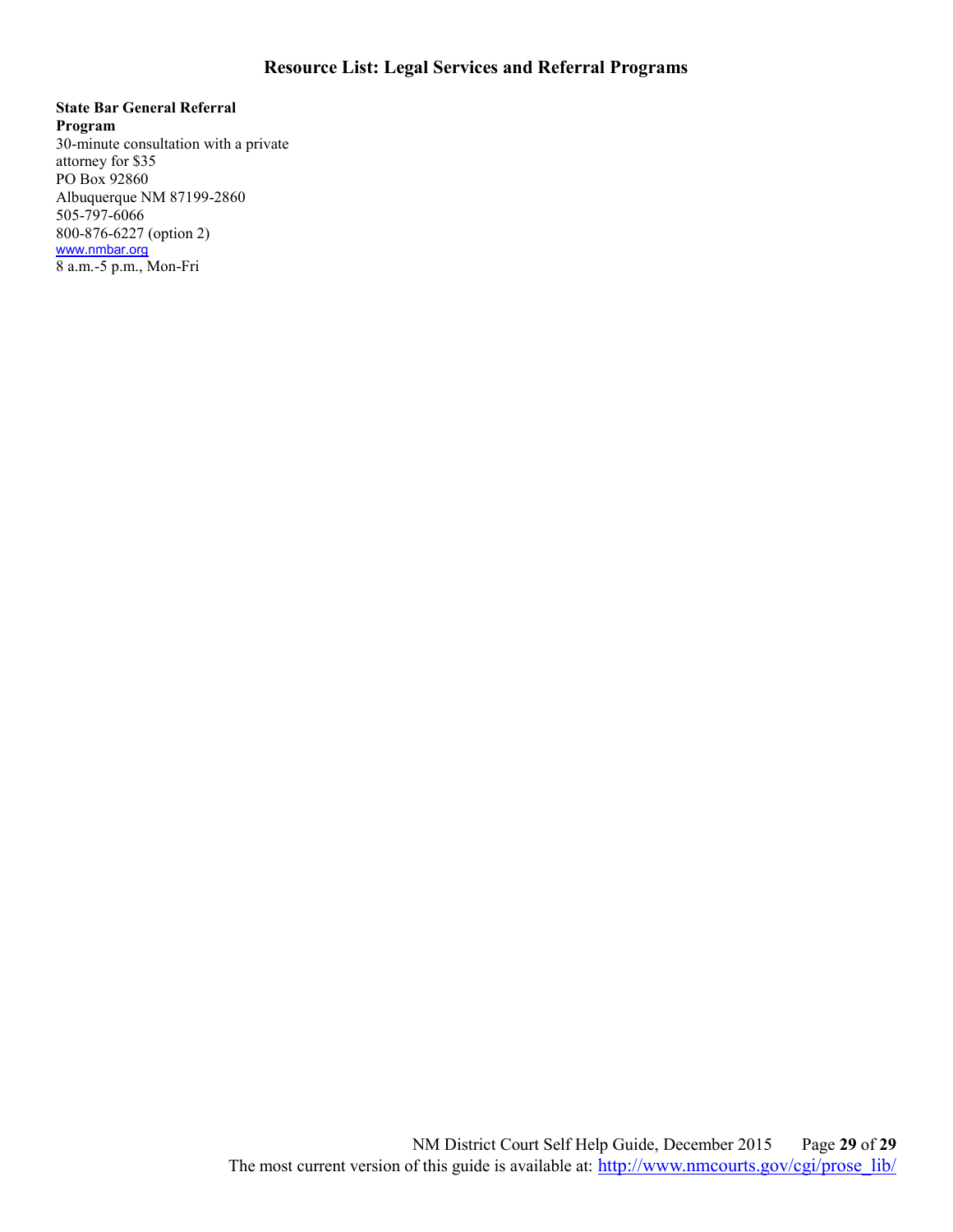## Resource List: Legal Services and Referral Programs

**State Bar General Referral Program**
30-minute consultation with a private attorney for $35
PO Box 92860
Albuquerque NM 87199-2860
505-797-6066
800-876-6227 (option 2)
www.nmbar.org
8 a.m.-5 p.m., Mon-Fri